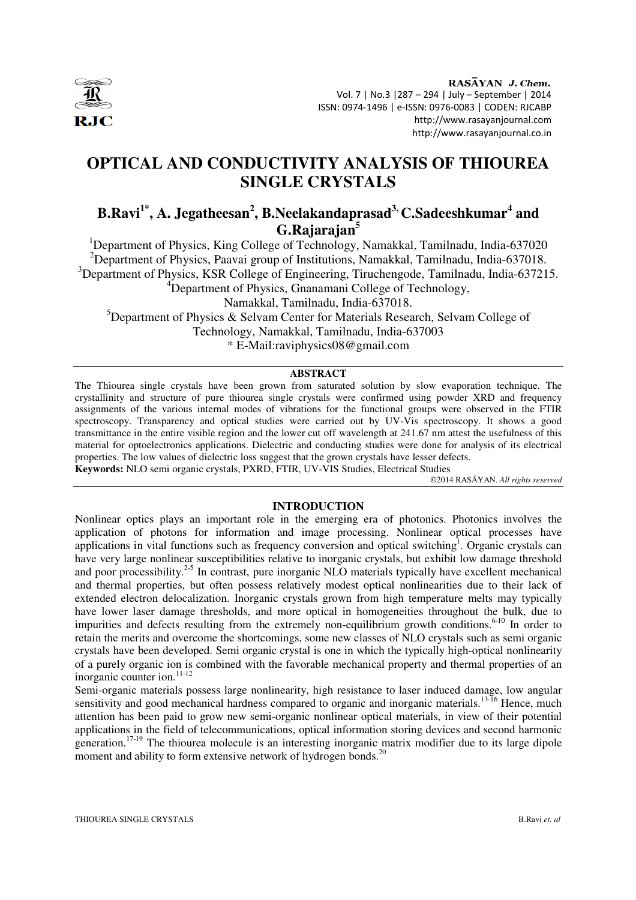# OPTICAL AND CONDUCTIVITY ANALYSIS OF THIOUREA SINGLE CRYSTALS

**B.Ravi[1*], A. Jegatheesan[2], B.Neelakandaprasad[3], C.Sadeeshkumar[4] and G.Rajarajan[5]**

[1]Department of Physics, King College of Technology, Namakkal, Tamilnadu, India-637020
[2]Department of Physics, Paavai group of Institutions, Namakkal, Tamilnadu, India-637018.
[3]Department of Physics, KSR College of Engineering, Tiruchengode, Tamilnadu, India-637215.
[4]Department of Physics, Gnanamani College of Technology, Namakkal, Tamilnadu, India-637018.
[5]Department of Physics & Selvam Center for Materials Research, Selvam College of Technology, Namakkal, Tamilnadu, India-637003
* E-Mail:raviphysics08@gmail.com

## ABSTRACT

The Thiourea single crystals have been grown from saturated solution by slow evaporation technique. The crystallinity and structure of pure thiourea single crystals were confirmed using powder XRD and frequency assignments of the various internal modes of vibrations for the functional groups were observed in the FTIR spectroscopy. Transparency and optical studies were carried out by UV-Vis spectroscopy. It shows a good transmittance in the entire visible region and the lower cut off wavelength at 241.67 nm attest the usefulness of this material for optoelectronics applications. Dielectric and conducting studies were done for analysis of its electrical properties. The low values of dielectric loss suggest that the grown crystals have lesser defects.

**Keywords:** NLO semi organic crystals, PXRD, FTIR, UV-VIS Studies, Electrical Studies

©2014 RASĀYAN. *All rights reserved*

## INTRODUCTION

Nonlinear optics plays an important role in the emerging era of photonics. Photonics involves the application of photons for information and image processing. Nonlinear optical processes have applications in vital functions such as frequency conversion and optical switching[1]. Organic crystals can have very large nonlinear susceptibilities relative to inorganic crystals, but exhibit low damage threshold and poor processibility.[2-5] In contrast, pure inorganic NLO materials typically have excellent mechanical and thermal properties, but often possess relatively modest optical nonlinearities due to their lack of extended electron delocalization. Inorganic crystals grown from high temperature melts may typically have lower laser damage thresholds, and more optical in homogeneities throughout the bulk, due to impurities and defects resulting from the extremely non-equilibrium growth conditions.[6-10] In order to retain the merits and overcome the shortcomings, some new classes of NLO crystals such as semi organic crystals have been developed. Semi organic crystal is one in which the typically high-optical nonlinearity of a purely organic ion is combined with the favorable mechanical property and thermal properties of an inorganic counter ion.[11-12]

Semi-organic materials possess large nonlinearity, high resistance to laser induced damage, low angular sensitivity and good mechanical hardness compared to organic and inorganic materials.[13-16] Hence, much attention has been paid to grow new semi-organic nonlinear optical materials, in view of their potential applications in the field of telecommunications, optical information storing devices and second harmonic generation.[17-19] The thiourea molecule is an interesting inorganic matrix modifier due to its large dipole moment and ability to form extensive network of hydrogen bonds.[20]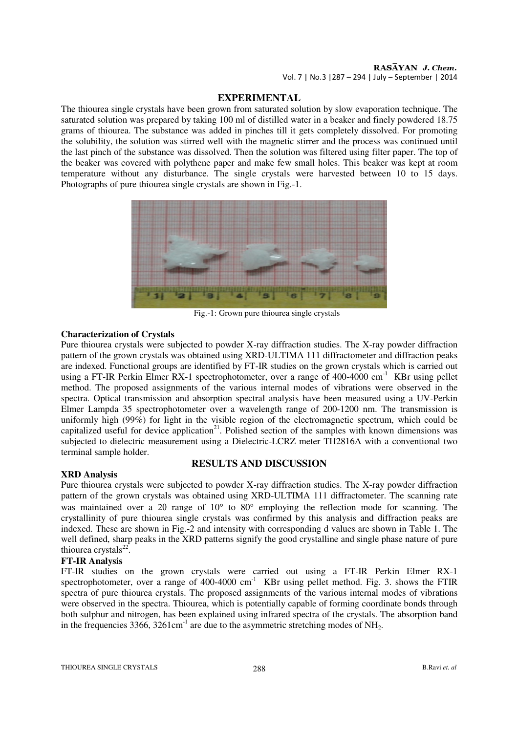## EXPERIMENTAL

The thiourea single crystals have been grown from saturated solution by slow evaporation technique. The saturated solution was prepared by taking 100 ml of distilled water in a beaker and finely powdered 18.75 grams of thiourea. The substance was added in pinches till it gets completely dissolved. For promoting the solubility, the solution was stirred well with the magnetic stirrer and the process was continued until the last pinch of the substance was dissolved. Then the solution was filtered using filter paper. The top of the beaker was covered with polythene paper and make few small holes. This beaker was kept at room temperature without any disturbance. The single crystals were harvested between 10 to 15 days. Photographs of pure thiourea single crystals are shown in Fig.-1.

Fig.-1: Grown pure thiourea single crystals

### Characterization of Crystals

Pure thiourea crystals were subjected to powder X-ray diffraction studies. The X-ray powder diffraction pattern of the grown crystals was obtained using XRD-ULTIMA 111 diffractometer and diffraction peaks are indexed. Functional groups are identified by FT-IR studies on the grown crystals which is carried out using a FT-IR Perkin Elmer RX-1 spectrophotometer, over a range of 400-4000 $cm^{-1}$ KBr using pellet method. The proposed assignments of the various internal modes of vibrations were observed in the spectra. Optical transmission and absorption spectral analysis have been measured using a UV-Perkin Elmer Lampda 35 spectrophotometer over a wavelength range of 200-1200 nm. The transmission is uniformly high (99%) for light in the visible region of the electromagnetic spectrum, which could be capitalized useful for device application[21]. Polished section of the samples with known dimensions was subjected to dielectric measurement using a Dielectric-LCRZ meter TH2816A with a conventional two terminal sample holder.

## RESULTS AND DISCUSSION

### XRD Analysis

Pure thiourea crystals were subjected to powder X-ray diffraction studies. The X-ray powder diffraction pattern of the grown crystals was obtained using XRD-ULTIMA 111 diffractometer. The scanning rate was maintained over a 2θ range of 10° to 80° employing the reflection mode for scanning. The crystallinity of pure thiourea single crystals was confirmed by this analysis and diffraction peaks are indexed. These are shown in Fig.-2 and intensity with corresponding d values are shown in Table 1. The well defined, sharp peaks in the XRD patterns signify the good crystalline and single phase nature of pure thiourea crystals[22].

### FT-IR Analysis

FT-IR studies on the grown crystals were carried out using a FT-IR Perkin Elmer RX-1 spectrophotometer, over a range of 400-4000 $cm^{-1}$ KBr using pellet method. Fig. 3. shows the FTIR spectra of pure thiourea crystals. The proposed assignments of the various internal modes of vibrations were observed in the spectra. Thiourea, which is potentially capable of forming coordinate bonds through both sulphur and nitrogen, has been explained using infrared spectra of the crystals. The absorption band in the frequencies 3366, 3261$cm^{-1}$ are due to the asymmetric stretching modes of $NH_2$.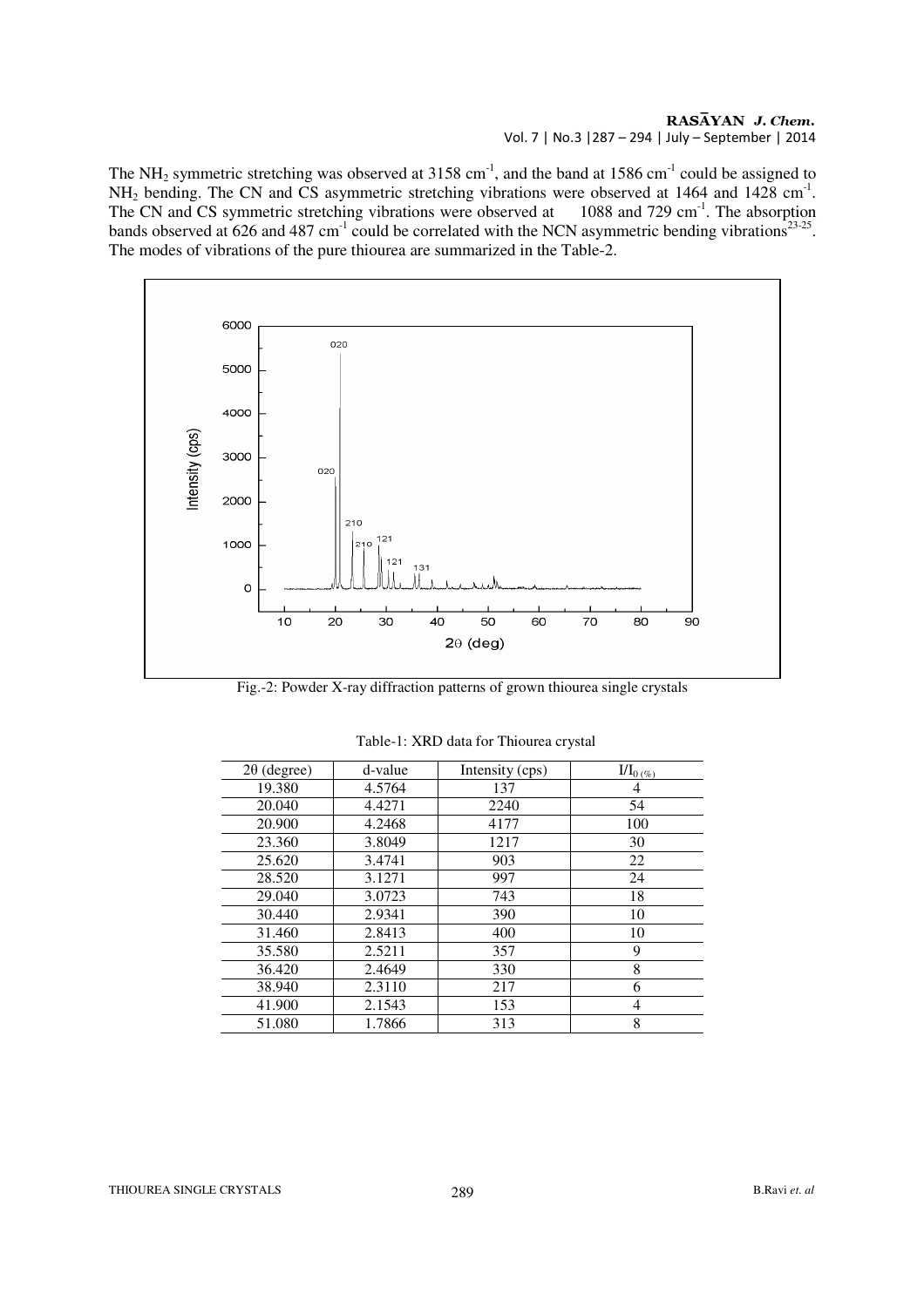The $NH_2$ symmetric stretching was observed at 3158 $cm^{-1}$, and the band at 1586 $cm^{-1}$ could be assigned to $NH_2$ bending. The CN and CS asymmetric stretching vibrations were observed at 1464 and 1428 $cm^{-1}$. The CN and CS symmetric stretching vibrations were observed at 1088 and 729 $cm^{-1}$. The absorption bands observed at 626 and 487 $cm^{-1}$ could be correlated with the NCN asymmetric bending vibrations[23-25]. The modes of vibrations of the pure thiourea are summarized in the Table-2.

Fig.-2: Powder X-ray diffraction patterns of grown thiourea single crystals

Table-1: XRD data for Thiourea crystal

| 2θ (degree) | d-value | Intensity (cps) | $I/I_{0\,(\%)}$ |
|---|---|---|---|
| 19.380 | 4.5764 | 137 | 4 |
| 20.040 | 4.4271 | 2240 | 54 |
| 20.900 | 4.2468 | 4177 | 100 |
| 23.360 | 3.8049 | 1217 | 30 |
| 25.620 | 3.4741 | 903 | 22 |
| 28.520 | 3.1271 | 997 | 24 |
| 29.040 | 3.0723 | 743 | 18 |
| 30.440 | 2.9341 | 390 | 10 |
| 31.460 | 2.8413 | 400 | 10 |
| 35.580 | 2.5211 | 357 | 9 |
| 36.420 | 2.4649 | 330 | 8 |
| 38.940 | 2.3110 | 217 | 6 |
| 41.900 | 2.1543 | 153 | 4 |
| 51.080 | 1.7866 | 313 | 8 |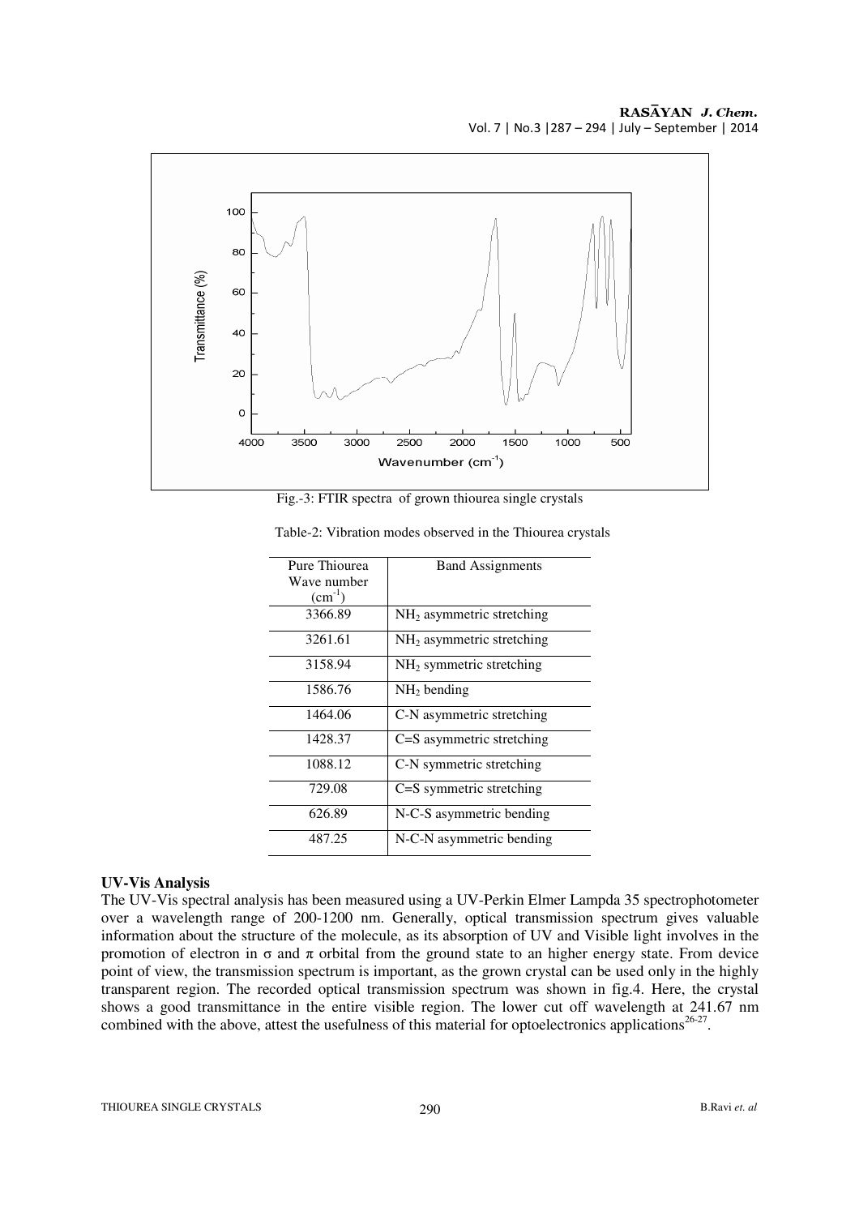Fig.-3: FTIR spectra of grown thiourea single crystals

Table-2: Vibration modes observed in the Thiourea crystals

| Pure Thiourea Wave number ($cm^{-1}$) | Band Assignments |
|---|---|
| 3366.89 | $NH_2$ asymmetric stretching |
| 3261.61 | $NH_2$ asymmetric stretching |
| 3158.94 | $NH_2$ symmetric stretching |
| 1586.76 | $NH_2$ bending |
| 1464.06 | C-N asymmetric stretching |
| 1428.37 | C=S asymmetric stretching |
| 1088.12 | C-N symmetric stretching |
| 729.08 | C=S symmetric stretching |
| 626.89 | N-C-S asymmetric bending |
| 487.25 | N-C-N asymmetric bending |

**UV-Vis Analysis**

The UV-Vis spectral analysis has been measured using a UV-Perkin Elmer Lampda 35 spectrophotometer over a wavelength range of 200-1200 nm. Generally, optical transmission spectrum gives valuable information about the structure of the molecule, as its absorption of UV and Visible light involves in the promotion of electron in σ and π orbital from the ground state to an higher energy state. From device point of view, the transmission spectrum is important, as the grown crystal can be used only in the highly transparent region. The recorded optical transmission spectrum was shown in fig.4. Here, the crystal shows a good transmittance in the entire visible region. The lower cut off wavelength at 241.67 nm combined with the above, attest the usefulness of this material for optoelectronics applications[26-27].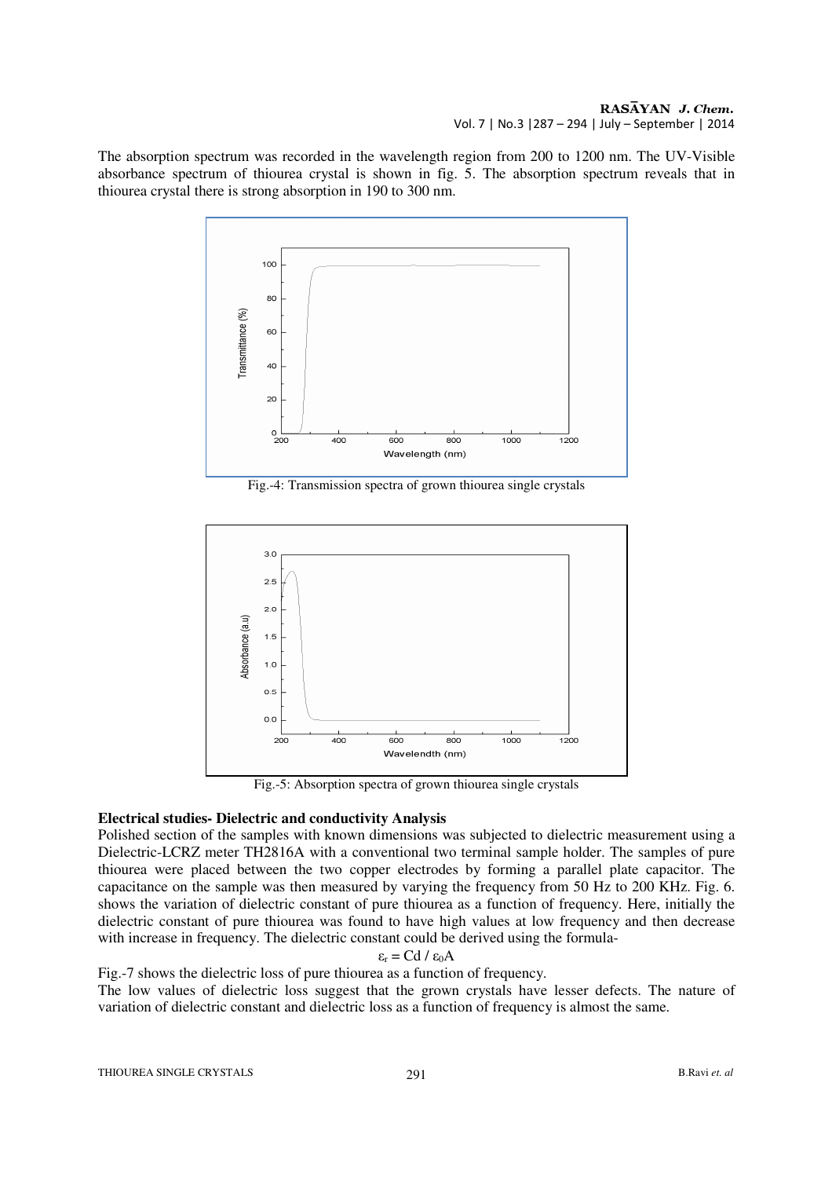The absorption spectrum was recorded in the wavelength region from 200 to 1200 nm. The UV-Visible absorbance spectrum of thiourea crystal is shown in fig. 5. The absorption spectrum reveals that in thiourea crystal there is strong absorption in 190 to 300 nm.

Fig.-4: Transmission spectra of grown thiourea single crystals

Fig.-5: Absorption spectra of grown thiourea single crystals

**Electrical studies- Dielectric and conductivity Analysis**

Polished section of the samples with known dimensions was subjected to dielectric measurement using a Dielectric-LCRZ meter TH2816A with a conventional two terminal sample holder. The samples of pure thiourea were placed between the two copper electrodes by forming a parallel plate capacitor. The capacitance on the sample was then measured by varying the frequency from 50 Hz to 200 KHz. Fig. 6. shows the variation of dielectric constant of pure thiourea as a function of frequency. Here, initially the dielectric constant of pure thiourea was found to have high values at low frequency and then decrease with increase in frequency. The dielectric constant could be derived using the formula-

$$\varepsilon_r = Cd / \varepsilon_0 A$$

Fig.-7 shows the dielectric loss of pure thiourea as a function of frequency.

The low values of dielectric loss suggest that the grown crystals have lesser defects. The nature of variation of dielectric constant and dielectric loss as a function of frequency is almost the same.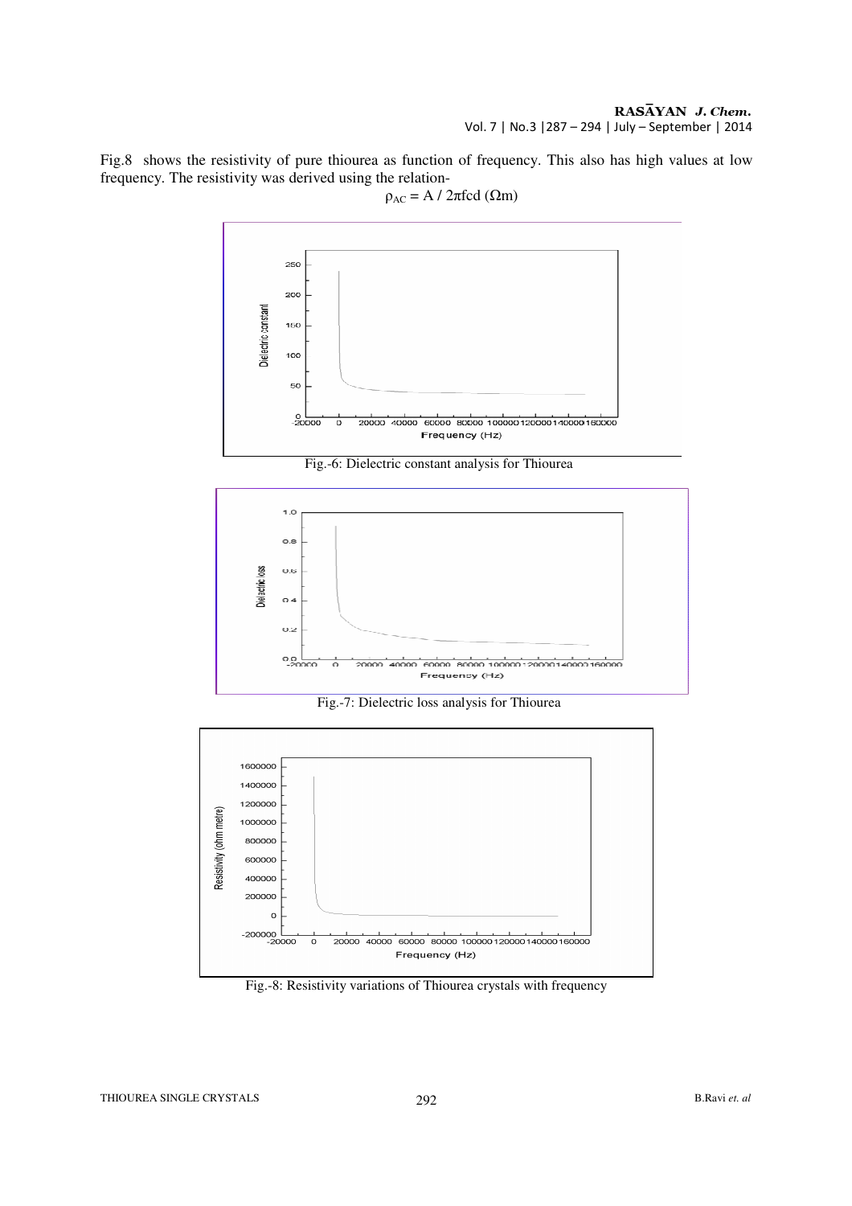Fig.8 shows the resistivity of pure thiourea as function of frequency. This also has high values at low frequency. The resistivity was derived using the relation-

$$\rho_{AC} = A / 2\pi fcd \ (\Omega m)$$

Fig.-6: Dielectric constant analysis for Thiourea

Fig.-7: Dielectric loss analysis for Thiourea

Fig.-8: Resistivity variations of Thiourea crystals with frequency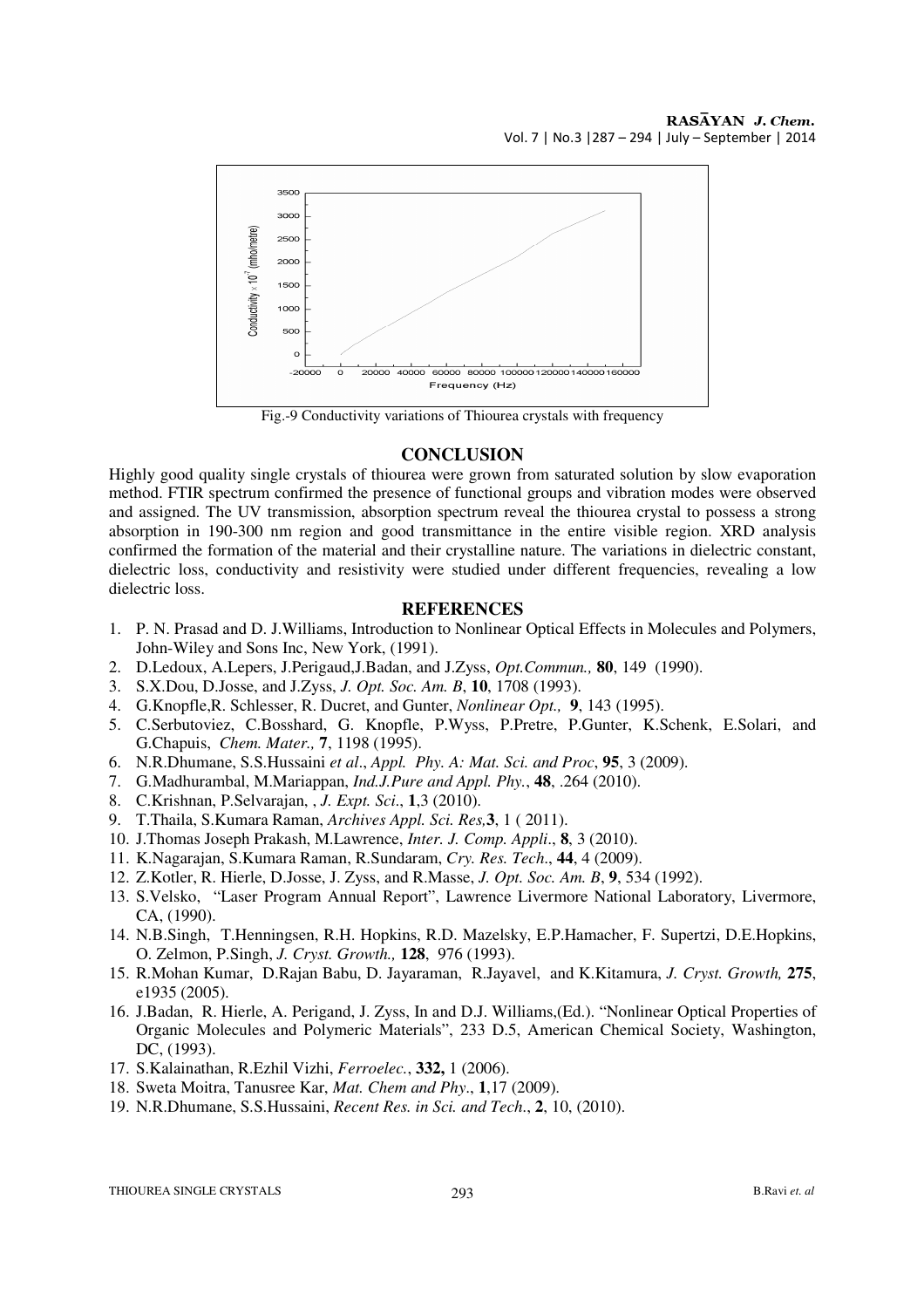Fig.-9 Conductivity variations of Thiourea crystals with frequency

## CONCLUSION

Highly good quality single crystals of thiourea were grown from saturated solution by slow evaporation method. FTIR spectrum confirmed the presence of functional groups and vibration modes were observed and assigned. The UV transmission, absorption spectrum reveal the thiourea crystal to possess a strong absorption in 190-300 nm region and good transmittance in the entire visible region. XRD analysis confirmed the formation of the material and their crystalline nature. The variations in dielectric constant, dielectric loss, conductivity and resistivity were studied under different frequencies, revealing a low dielectric loss.

## REFERENCES

1. P. N. Prasad and D. J.Williams, Introduction to Nonlinear Optical Effects in Molecules and Polymers, John-Wiley and Sons Inc, New York, (1991).
2. D.Ledoux, A.Lepers, J.Perigaud,J.Badan, and J.Zyss, *Opt.Commun.,* **80**, 149 (1990).
3. S.X.Dou, D.Josse, and J.Zyss, *J. Opt. Soc. Am. B*, **10**, 1708 (1993).
4. G.Knopfle,R. Schlesser, R. Ducret, and Gunter, *Nonlinear Opt.,* **9**, 143 (1995).
5. C.Serbutoviez, C.Bosshard, G. Knopfle, P.Wyss, P.Pretre, P.Gunter, K.Schenk, E.Solari, and G.Chapuis, *Chem. Mater.,* **7**, 1198 (1995).
6. N.R.Dhumane, S.S.Hussaini *et al*., *Appl. Phy. A: Mat. Sci. and Proc*, **95**, 3 (2009).
7. G.Madhurambal, M.Mariappan, *Ind.J.Pure and Appl. Phy.*, **48**, .264 (2010).
8. C.Krishnan, P.Selvarajan, , *J. Expt. Sci*., **1**,3 (2010).
9. T.Thaila, S.Kumara Raman, *Archives Appl. Sci. Res,***3**, 1 ( 2011).
10. J.Thomas Joseph Prakash, M.Lawrence, *Inter. J. Comp. Appli*., **8**, 3 (2010).
11. K.Nagarajan, S.Kumara Raman, R.Sundaram, *Cry. Res. Tech*., **44**, 4 (2009).
12. Z.Kotler, R. Hierle, D.Josse, J. Zyss, and R.Masse, *J. Opt. Soc. Am. B*, **9**, 534 (1992).
13. S.Velsko, "Laser Program Annual Report", Lawrence Livermore National Laboratory, Livermore, CA, (1990).
14. N.B.Singh, T.Henningsen, R.H. Hopkins, R.D. Mazelsky, E.P.Hamacher, F. Supertzi, D.E.Hopkins, O. Zelmon, P.Singh, *J. Cryst. Growth.,* **128**, 976 (1993).
15. R.Mohan Kumar, D.Rajan Babu, D. Jayaraman, R.Jayavel, and K.Kitamura, *J. Cryst. Growth,* **275**, e1935 (2005).
16. J.Badan, R. Hierle, A. Perigand, J. Zyss, In and D.J. Williams,(Ed.). "Nonlinear Optical Properties of Organic Molecules and Polymeric Materials", 233 D.5, American Chemical Society, Washington, DC, (1993).
17. S.Kalainathan, R.Ezhil Vizhi, *Ferroelec.*, **332,** 1 (2006).
18. Sweta Moitra, Tanusree Kar, *Mat. Chem and Phy*., **1**,17 (2009).
19. N.R.Dhumane, S.S.Hussaini, *Recent Res. in Sci. and Tech*., **2**, 10, (2010).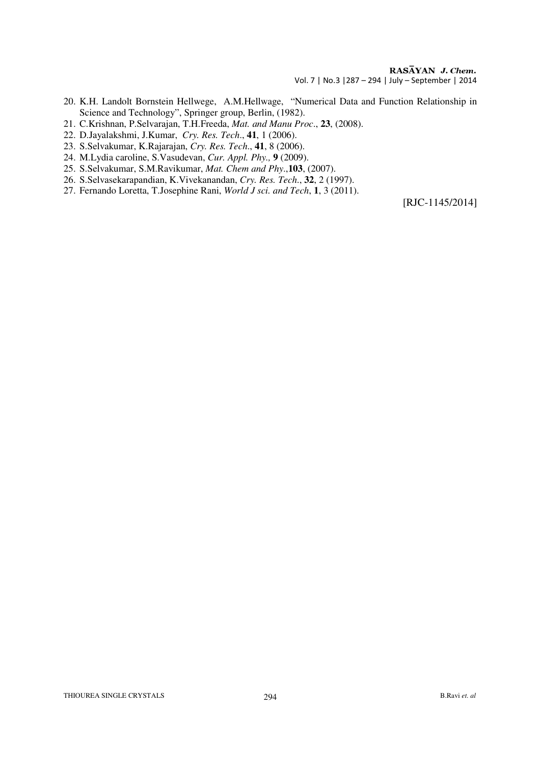20. K.H. Landolt Bornstein Hellwege, A.M.Hellwage, "Numerical Data and Function Relationship in Science and Technology", Springer group, Berlin, (1982).
21. C.Krishnan, P.Selvarajan, T.H.Freeda, *Mat. and Manu Proc*., **23**, (2008).
22. D.Jayalakshmi, J.Kumar, *Cry. Res. Tech*., **41**, 1 (2006).
23. S.Selvakumar, K.Rajarajan, *Cry. Res. Tech*., **41**, 8 (2006).
24. M.Lydia caroline, S.Vasudevan, *Cur. Appl. Phy.,* **9** (2009).
25. S.Selvakumar, S.M.Ravikumar, *Mat. Chem and Phy*.,**103**, (2007).
26. S.Selvasekarapandian, K.Vivekanandan, *Cry. Res. Tech*., **32**, 2 (1997).
27. Fernando Loretta, T.Josephine Rani, *World J sci. and Tech*, **1**, 3 (2011).

[RJC-1145/2014]